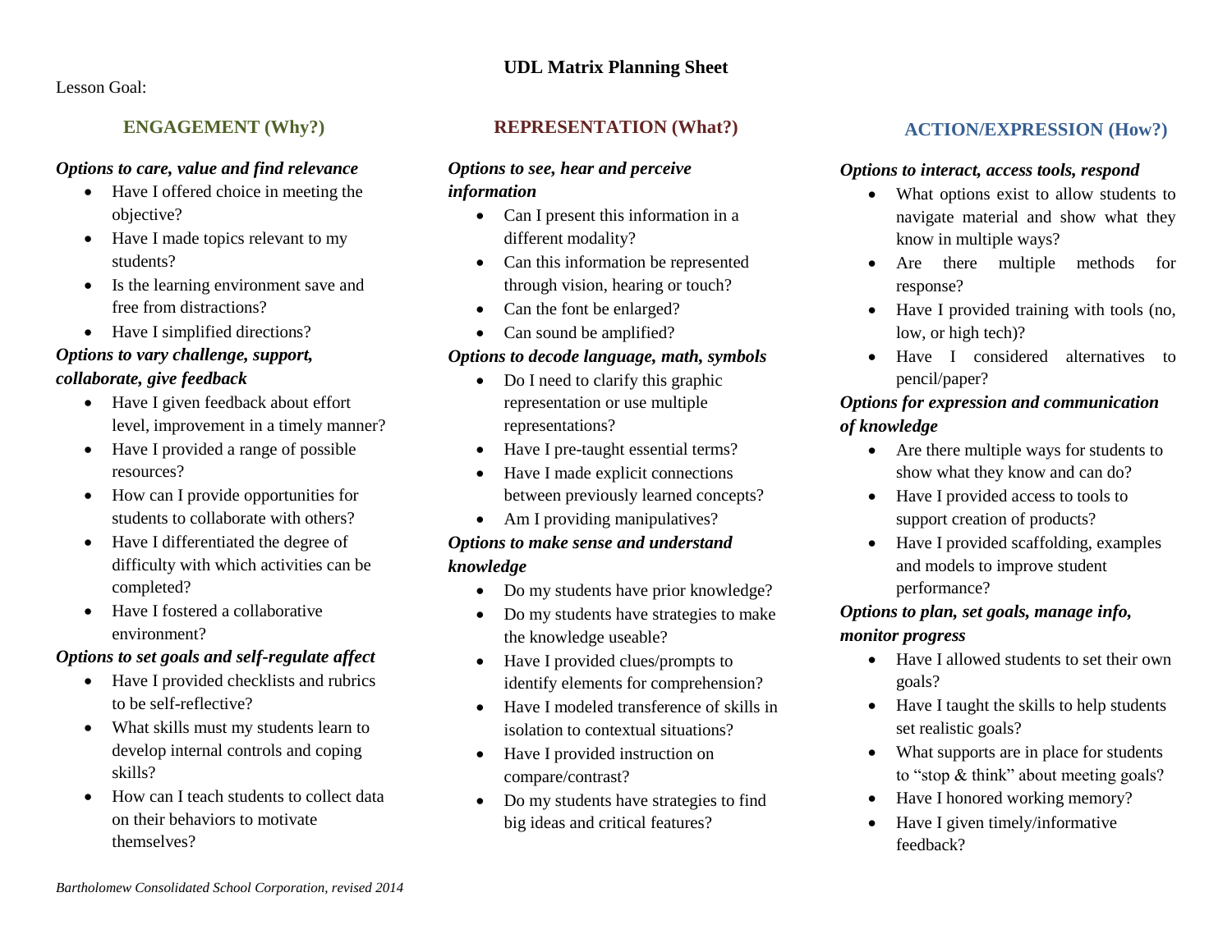# UDL Matrix Planning Sheet

Lesson Goal:

## ENGAGEMENT (Why?)

***Options to care, value and find relevance***

- Have I offered choice in meeting the objective?
- Have I made topics relevant to my students?
- Is the learning environment save and free from distractions?
- Have I simplified directions?

***Options to vary challenge, support, collaborate, give feedback***

- Have I given feedback about effort level, improvement in a timely manner?
- Have I provided a range of possible resources?
- How can I provide opportunities for students to collaborate with others?
- Have I differentiated the degree of difficulty with which activities can be completed?
- Have I fostered a collaborative environment?

***Options to set goals and self-regulate affect***

- Have I provided checklists and rubrics to be self-reflective?
- What skills must my students learn to develop internal controls and coping skills?
- How can I teach students to collect data on their behaviors to motivate themselves?

## REPRESENTATION (What?)

***Options to see, hear and perceive information***

- Can I present this information in a different modality?
- Can this information be represented through vision, hearing or touch?
- Can the font be enlarged?
- Can sound be amplified?

***Options to decode language, math, symbols***

- Do I need to clarify this graphic representation or use multiple representations?
- Have I pre-taught essential terms?
- Have I made explicit connections between previously learned concepts?
- Am I providing manipulatives?

***Options to make sense and understand knowledge***

- Do my students have prior knowledge?
- Do my students have strategies to make the knowledge useable?
- Have I provided clues/prompts to identify elements for comprehension?
- Have I modeled transference of skills in isolation to contextual situations?
- Have I provided instruction on compare/contrast?
- Do my students have strategies to find big ideas and critical features?

## ACTION/EXPRESSION (How?)

***Options to interact, access tools, respond***

- What options exist to allow students to navigate material and show what they know in multiple ways?
- Are there multiple methods for response?
- Have I provided training with tools (no, low, or high tech)?
- Have I considered alternatives to pencil/paper?

***Options for expression and communication of knowledge***

- Are there multiple ways for students to show what they know and can do?
- Have I provided access to tools to support creation of products?
- Have I provided scaffolding, examples and models to improve student performance?

***Options to plan, set goals, manage info, monitor progress***

- Have I allowed students to set their own goals?
- Have I taught the skills to help students set realistic goals?
- What supports are in place for students to "stop & think" about meeting goals?
- Have I honored working memory?
- Have I given timely/informative feedback?

*Bartholomew Consolidated School Corporation, revised 2014*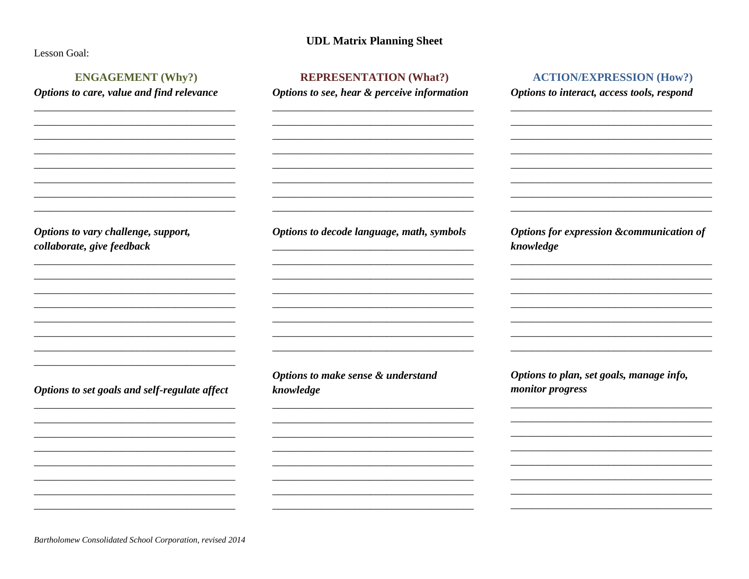# UDL Matrix Planning Sheet

Lesson Goal:

## ENGAGEMENT (Why?)

***Options to care, value and find relevance***

______________________________________
______________________________________
______________________________________
______________________________________
______________________________________
______________________________________
______________________________________
______________________________________

***Options to vary challenge, support, collaborate, give feedback***

______________________________________
______________________________________
______________________________________
______________________________________
______________________________________
______________________________________
______________________________________
______________________________________

***Options to set goals and self-regulate affect***

______________________________________
______________________________________
______________________________________
______________________________________
______________________________________
______________________________________
______________________________________
______________________________________

## REPRESENTATION (What?)

***Options to see, hear & perceive information***

______________________________________
______________________________________
______________________________________
______________________________________
______________________________________
______________________________________
______________________________________
______________________________________

***Options to decode language, math, symbols***

______________________________________
______________________________________
______________________________________
______________________________________
______________________________________
______________________________________
______________________________________
______________________________________

***Options to make sense & understand knowledge***

______________________________________
______________________________________
______________________________________
______________________________________
______________________________________
______________________________________
______________________________________
______________________________________

## ACTION/EXPRESSION (How?)

***Options to interact, access tools, respond***

______________________________________
______________________________________
______________________________________
______________________________________
______________________________________
______________________________________
______________________________________
______________________________________

***Options for expression &communication of knowledge***

______________________________________
______________________________________
______________________________________
______________________________________
______________________________________
______________________________________
______________________________________

***Options to plan, set goals, manage info, monitor progress***

______________________________________
______________________________________
______________________________________
______________________________________
______________________________________
______________________________________
______________________________________
______________________________________

*Bartholomew Consolidated School Corporation, revised 2014*